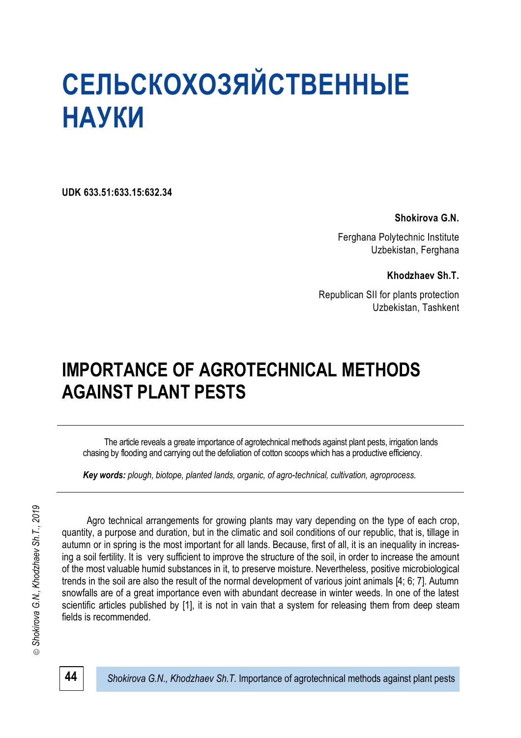# СЕЛЬСКОХОЗЯЙСТВЕННЫЕ НАУКИ

**UDK 633.51:633.15:632.34**

**Shokirova G.N.**

Ferghana Polytechnic Institute
Uzbekistan, Ferghana

**Khodzhaev Sh.T.**

Republican SII for plants protection
Uzbekistan, Tashkent

## IMPORTANCE OF AGROTECHNICAL METHODS AGAINST PLANT PESTS

The article reveals a greate importance of agrotechnical methods against plant pests, irrigation lands chasing by flooding and carrying out the defoliation of cotton scoops which has a productive efficiency.

***Key words:*** *plough, biotope, planted lands, organic, of agro-technical, cultivation, agroprocess.*

Agro technical arrangements for growing plants may vary depending on the type of each crop, quantity, a purpose and duration, but in the climatic and soil conditions of our republic, that is, tillage in autumn or in spring is the most important for all lands. Because, first of all, it is an inequality in increasing a soil fertility. It is very sufficient to improve the structure of the soil, in order to increase the amount of the most valuable humid substances in it, to preserve moisture. Nevertheless, positive microbiological trends in the soil are also the result of the normal development of various joint animals [4; 6; 7]. Autumn snowfalls are of a great importance even with abundant decrease in winter weeds. In one of the latest scientific articles published by [1], it is not in vain that a system for releasing them from deep steam fields is recommended.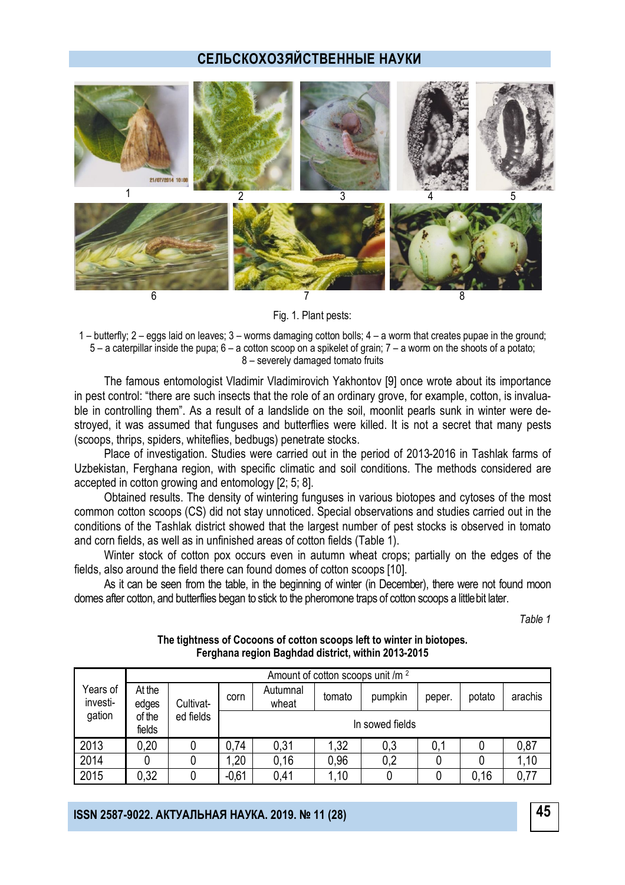Fig. 1. Plant pests:

1 – butterfly; 2 – eggs laid on leaves; 3 – worms damaging cotton bolls; 4 – a worm that creates pupae in the ground; 5 – a caterpillar inside the pupa; 6 – a cotton scoop on a spikelet of grain; 7 – a worm on the shoots of a potato; 8 – severely damaged tomato fruits

The famous entomologist Vladimir Vladimirovich Yakhontov [9] once wrote about its importance in pest control: "there are such insects that the role of an ordinary grove, for example, cotton, is invaluable in controlling them". As a result of a landslide on the soil, moonlit pearls sunk in winter were destroyed, it was assumed that funguses and butterflies were killed. It is not a secret that many pests (scoops, thrips, spiders, whiteflies, bedbugs) penetrate stocks.

Place of investigation. Studies were carried out in the period of 2013-2016 in Tashlak farms of Uzbekistan, Ferghana region, with specific climatic and soil conditions. The methods considered are accepted in cotton growing and entomology [2; 5; 8].

Obtained results. The density of wintering funguses in various biotopes and cytoses of the most common cotton scoops (CS) did not stay unnoticed. Special observations and studies carried out in the conditions of the Tashlak district showed that the largest number of pest stocks is observed in tomato and corn fields, as well as in unfinished areas of cotton fields (Table 1).

Winter stock of cotton pox occurs even in autumn wheat crops; partially on the edges of the fields, also around the field there can found domes of cotton scoops [10].

As it can be seen from the table, in the beginning of winter (in December), there were not found moon domes after cotton, and butterflies began to stick to the pheromone traps of cotton scoops a little bit later.

*Table 1*

**The tightness of Cocoons of cotton scoops left to winter in biotopes. Ferghana region Baghdad district, within 2013-2015**

| Years of investigation | Amount of cotton scoops unit /m² | | | | | | | | |
|---|---|---|---|---|---|---|---|---|---|
| | At the edges of the fields | Cultivated fields | corn | Autumnal wheat | tomato | pumpkin | peper. | potato | arachis |
| | | | In sowed fields | | | | | | |
| 2013 | 0,20 | 0 | 0,74 | 0,31 | 1,32 | 0,3 | 0,1 | 0 | 0,87 |
| 2014 | 0 | 0 | 1,20 | 0,16 | 0,96 | 0,2 | 0 | 0 | 1,10 |
| 2015 | 0,32 | 0 | -0,61 | 0,41 | 1,10 | 0 | 0 | 0,16 | 0,77 |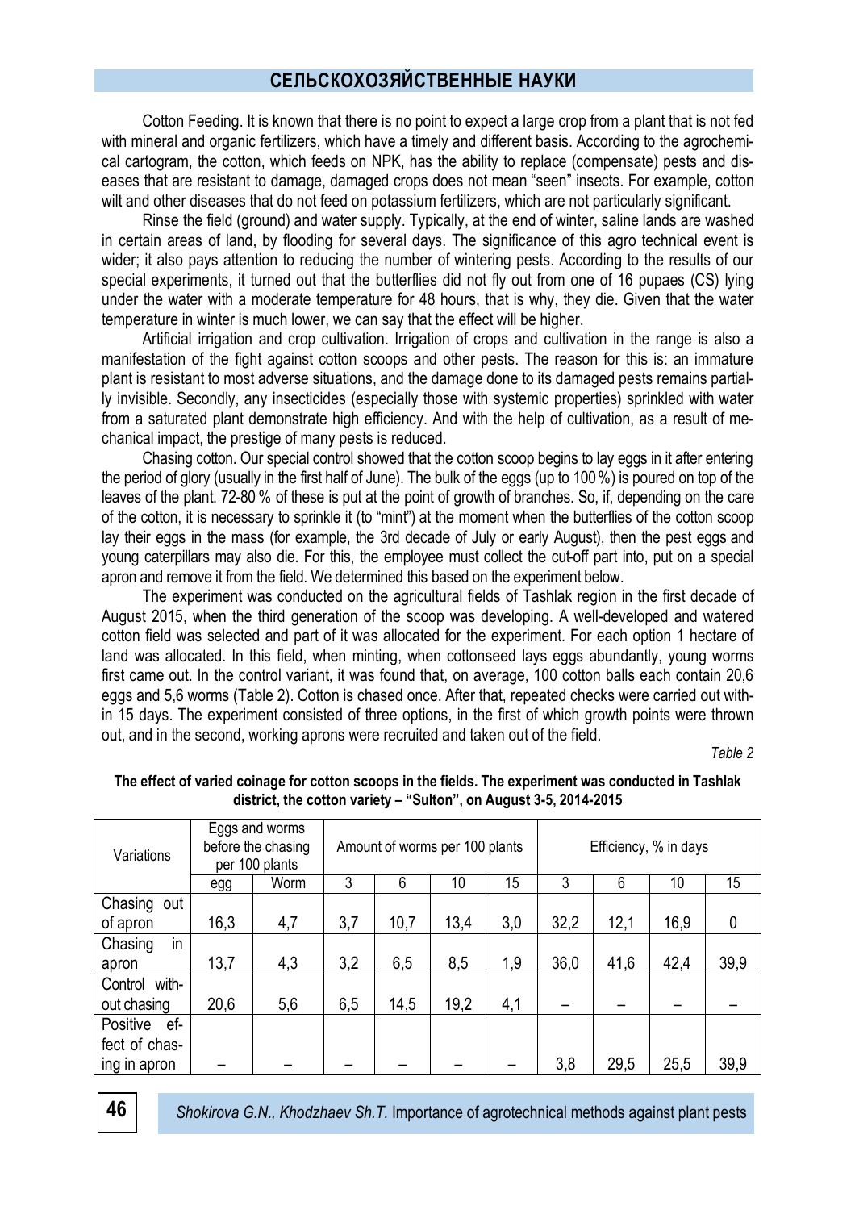Cotton Feeding. It is known that there is no point to expect a large crop from a plant that is not fed with mineral and organic fertilizers, which have a timely and different basis. According to the agrochemical cartogram, the cotton, which feeds on NPK, has the ability to replace (compensate) pests and diseases that are resistant to damage, damaged crops does not mean "seen" insects. For example, cotton wilt and other diseases that do not feed on potassium fertilizers, which are not particularly significant.

Rinse the field (ground) and water supply. Typically, at the end of winter, saline lands are washed in certain areas of land, by flooding for several days. The significance of this agro technical event is wider; it also pays attention to reducing the number of wintering pests. According to the results of our special experiments, it turned out that the butterflies did not fly out from one of 16 pupaes (CS) lying under the water with a moderate temperature for 48 hours, that is why, they die. Given that the water temperature in winter is much lower, we can say that the effect will be higher.

Artificial irrigation and crop cultivation. Irrigation of crops and cultivation in the range is also a manifestation of the fight against cotton scoops and other pests. The reason for this is: an immature plant is resistant to most adverse situations, and the damage done to its damaged pests remains partially invisible. Secondly, any insecticides (especially those with systemic properties) sprinkled with water from a saturated plant demonstrate high efficiency. And with the help of cultivation, as a result of mechanical impact, the prestige of many pests is reduced.

Chasing cotton. Our special control showed that the cotton scoop begins to lay eggs in it after entering the period of glory (usually in the first half of June). The bulk of the eggs (up to 100 %) is poured on top of the leaves of the plant. 72-80 % of these is put at the point of growth of branches. So, if, depending on the care of the cotton, it is necessary to sprinkle it (to "mint") at the moment when the butterflies of the cotton scoop lay their eggs in the mass (for example, the 3rd decade of July or early August), then the pest eggs and young caterpillars may also die. For this, the employee must collect the cut-off part into, put on a special apron and remove it from the field. We determined this based on the experiment below.

The experiment was conducted on the agricultural fields of Tashlak region in the first decade of August 2015, when the third generation of the scoop was developing. A well-developed and watered cotton field was selected and part of it was allocated for the experiment. For each option 1 hectare of land was allocated. In this field, when minting, when cottonseed lays eggs abundantly, young worms first came out. In the control variant, it was found that, on average, 100 cotton balls each contain 20,6 eggs and 5,6 worms (Table 2). Cotton is chased once. After that, repeated checks were carried out within 15 days. The experiment consisted of three options, in the first of which growth points were thrown out, and in the second, working aprons were recruited and taken out of the field.

*Table 2*

**The effect of varied coinage for cotton scoops in the fields. The experiment was conducted in Tashlak district, the cotton variety – "Sulton", on August 3-5, 2014-2015**

| Variations | Eggs and worms before the chasing per 100 plants | | Amount of worms per 100 plants | | | | Efficiency, % in days | | | |
|---|---|---|---|---|---|---|---|---|---|---|
| | egg | Worm | 3 | 6 | 10 | 15 | 3 | 6 | 10 | 15 |
| Chasing out of apron | 16,3 | 4,7 | 3,7 | 10,7 | 13,4 | 3,0 | 32,2 | 12,1 | 16,9 | 0 |
| Chasing in apron | 13,7 | 4,3 | 3,2 | 6,5 | 8,5 | 1,9 | 36,0 | 41,6 | 42,4 | 39,9 |
| Control without chasing | 20,6 | 5,6 | 6,5 | 14,5 | 19,2 | 4,1 | – | – | – | – |
| Positive effect of chasing in apron | – | – | – | – | – | – | 3,8 | 29,5 | 25,5 | 39,9 |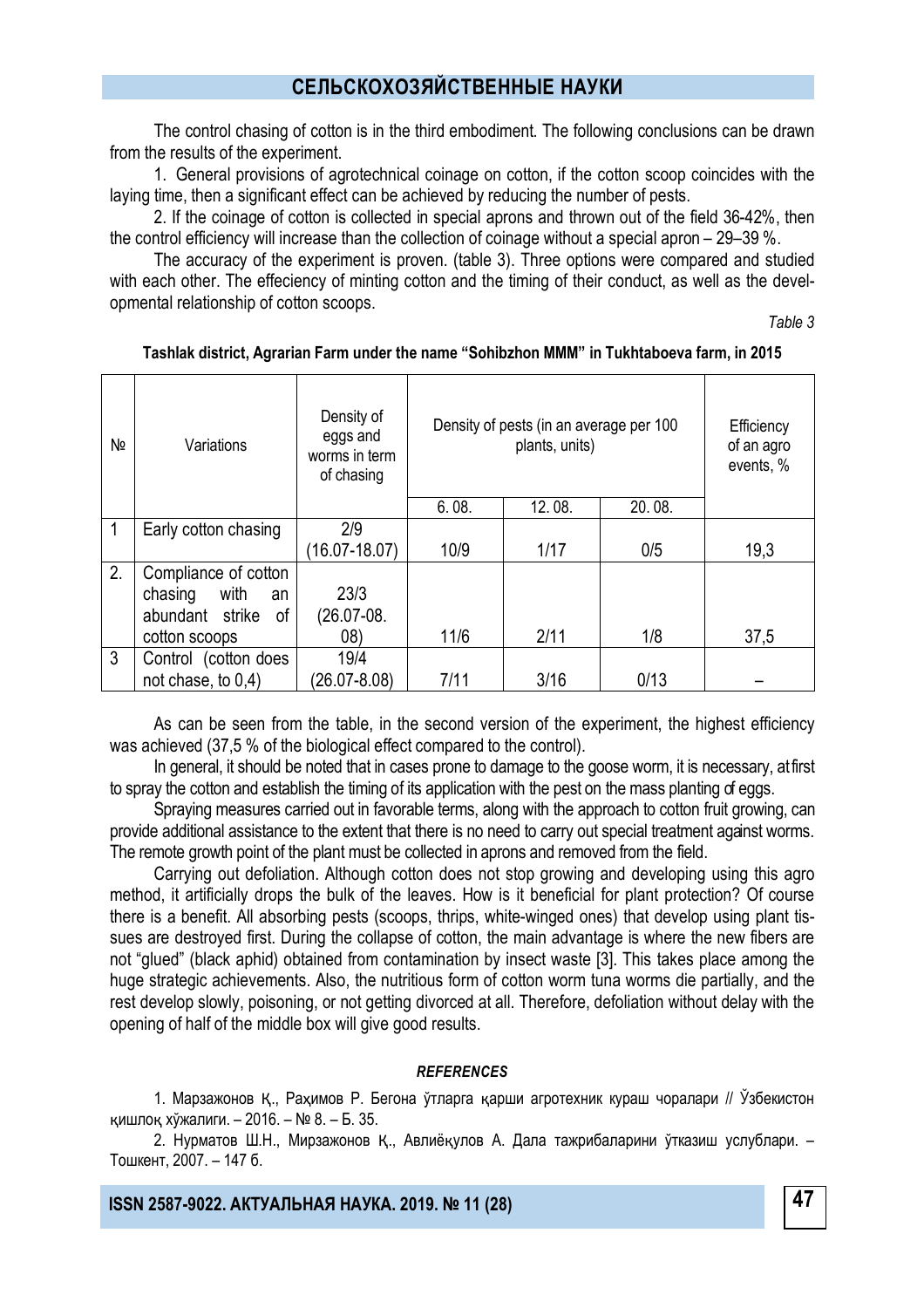The control chasing of cotton is in the third embodiment. The following conclusions can be drawn from the results of the experiment.

1. General provisions of agrotechnical coinage on cotton, if the cotton scoop coincides with the laying time, then a significant effect can be achieved by reducing the number of pests.
2. If the coinage of cotton is collected in special aprons and thrown out of the field 36-42%, then the control efficiency will increase than the collection of coinage without a special apron – 29–39 %.

The accuracy of the experiment is proven. (table 3). Three options were compared and studied with each other. The effeciency of minting cotton and the timing of their conduct, as well as the developmental relationship of cotton scoops.

*Table 3*

**Tashlak district, Agrarian Farm under the name "Sohibzhon MMM" in Tukhtaboeva farm, in 2015**

| № | Variations | Density of eggs and worms in term of chasing | Density of pests (in an average per 100 plants, units) | | | Efficiency of an agro events, % |
|---|---|---|---|---|---|---|
| | | | 6. 08. | 12. 08. | 20. 08. | |
| 1 | Early cotton chasing | 2/9 (16.07-18.07) | 10/9 | 1/17 | 0/5 | 19,3 |
| 2. | Compliance of cotton chasing with an abundant strike of cotton scoops | 23/3 (26.07-08. 08) | 11/6 | 2/11 | 1/8 | 37,5 |
| 3 | Control (cotton does not chase, to 0,4) | 19/4 (26.07-8.08) | 7/11 | 3/16 | 0/13 | – |

As can be seen from the table, in the second version of the experiment, the highest efficiency was achieved (37,5 % of the biological effect compared to the control).

In general, it should be noted that in cases prone to damage to the goose worm, it is necessary, at first to spray the cotton and establish the timing of its application with the pest on the mass planting of eggs.

Spraying measures carried out in favorable terms, along with the approach to cotton fruit growing, can provide additional assistance to the extent that there is no need to carry out special treatment against worms. The remote growth point of the plant must be collected in aprons and removed from the field.

Carrying out defoliation. Although cotton does not stop growing and developing using this agro method, it artificially drops the bulk of the leaves. How is it beneficial for plant protection? Of course there is a benefit. All absorbing pests (scoops, thrips, white-winged ones) that develop using plant tissues are destroyed first. During the collapse of cotton, the main advantage is where the new fibers are not "glued" (black aphid) obtained from contamination by insect waste [3]. This takes place among the huge strategic achievements. Also, the nutritious form of cotton worm tuna worms die partially, and the rest develop slowly, poisoning, or not getting divorced at all. Therefore, defoliation without delay with the opening of half of the middle box will give good results.

***REFERENCES***

1. Марзажонов Қ., Раҳимов Р. Бегона ўтларга қарши агротехник кураш чоралари // Ўзбекистон қишлоқ хўжалиги. – 2016. – № 8. – Б. 35.
2. Нурматов Ш.Н., Мирзажонов Қ., Авлиёқулов А. Дала тажрибаларини ўтказиш услублари. – Тошкент, 2007. – 147 б.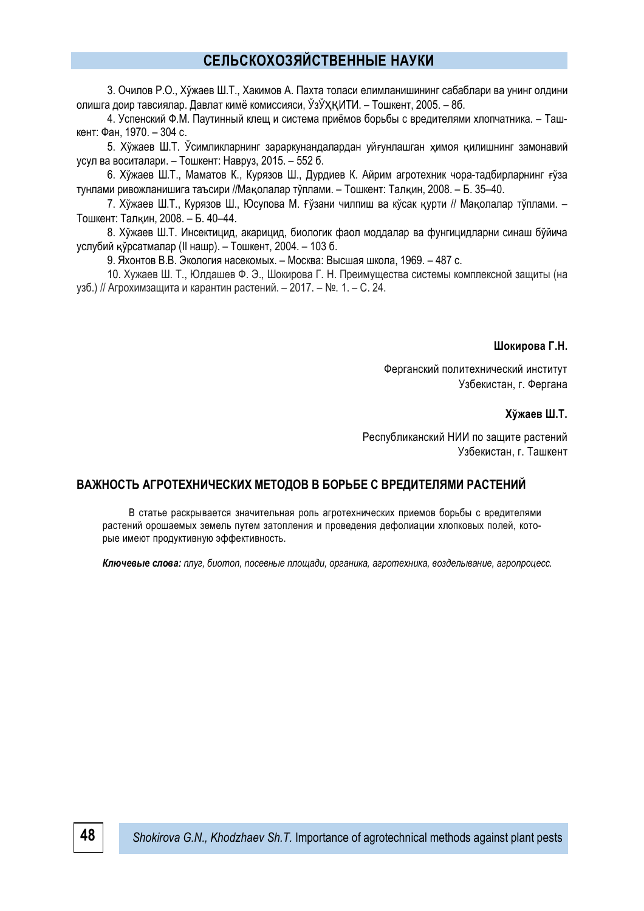3. Очилов Р.О., Хўжаев Ш.Т., Хакимов А. Пахта толаси елимланишининг сабаблари ва унинг олдини олишга доир тавсиялар. Давлат кимё комиссияси, ЎзЎҲҚИТИ. – Тошкент, 2005. – 8б.

4. Успенский Ф.М. Паутинный клещ и система приёмов борьбы с вредителями хлопчатника. – Ташкент: Фан, 1970. – 304 с.

5. Хўжаев Ш.Т. Ўсимликларнинг зараркунандалардан уйғунлашган ҳимоя қилишнинг замонавий усул ва воситалари. – Тошкент: Навруз, 2015. – 552 б.

6. Хўжаев Ш.Т., Маматов К., Курязов Ш., Дурдиев К. Айрим агротехник чора-тадбирларнинг ғўза тунлами ривожланишига таъсири //Мақолалар тўплами. – Тошкент: Талқин, 2008. – Б. 35–40.

7. Хўжаев Ш.Т., Курязов Ш., Юсупова М. Ғўзани чилпиш ва кўсак қурти // Мақолалар тўплами. – Тошкент: Талқин, 2008. – Б. 40–44.

8. Хўжаев Ш.Т. Инсектицид, акарицид, биологик фаол моддалар ва фунгицидларни синаш бўйича услубий қўрсатмалар (II нашр). – Тошкент, 2004. – 103 б.

9. Яхонтов В.В. Экология насекомых. – Москва: Высшая школа, 1969. – 487 с.

10. Хужаев Ш. Т., Юлдашев Ф. Э., Шокирова Г. Н. Преимущества системы комплексной защиты (на узб.) // Агрохимзащита и карантин растений. – 2017. – №. 1. – С. 24.

**Шокирова Г.Н.**

Ферганский политехнический институт
Узбекистан, г. Фергана

**Хўжаев Ш.Т.**

Республиканский НИИ по защите растений
Узбекистан, г. Ташкент

## ВАЖНОСТЬ АГРОТЕХНИЧЕСКИХ МЕТОДОВ В БОРЬБЕ С ВРЕДИТЕЛЯМИ РАСТЕНИЙ

В статье раскрывается значительная роль агротехнических приемов борьбы с вредителями растений орошаемых земель путем затопления и проведения дефолиации хлопковых полей, которые имеют продуктивную эффективность.

***Ключевые слова:*** *плуг, биотоп, посевные площади, органика, агротехника, возделывание, агропроцесс.*